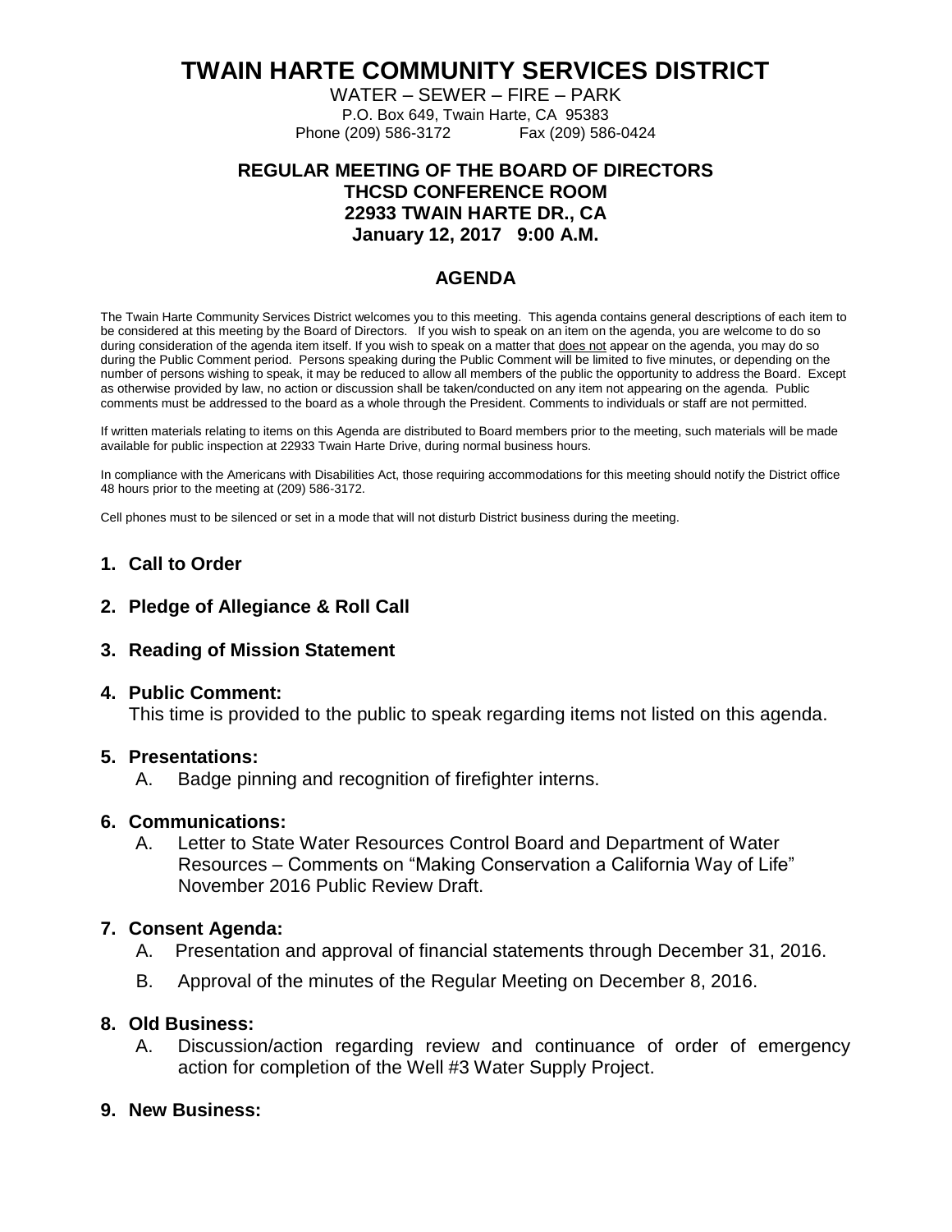# TWAIN HARTE COMMUNITY SERVICES DISTRICT

WATER – SEWER – FIRE – PARK
P.O. Box 649, Twain Harte, CA 95383
Phone (209) 586-3172 Fax (209) 586-0424

**REGULAR MEETING OF THE BOARD OF DIRECTORS**
**THCSD CONFERENCE ROOM**
**22933 TWAIN HARTE DR., CA**
**January 12, 2017 9:00 A.M.**

## AGENDA

The Twain Harte Community Services District welcomes you to this meeting. This agenda contains general descriptions of each item to be considered at this meeting by the Board of Directors. If you wish to speak on an item on the agenda, you are welcome to do so during consideration of the agenda item itself. If you wish to speak on a matter that does not appear on the agenda, you may do so during the Public Comment period. Persons speaking during the Public Comment will be limited to five minutes, or depending on the number of persons wishing to speak, it may be reduced to allow all members of the public the opportunity to address the Board. Except as otherwise provided by law, no action or discussion shall be taken/conducted on any item not appearing on the agenda. Public comments must be addressed to the board as a whole through the President. Comments to individuals or staff are not permitted.

If written materials relating to items on this Agenda are distributed to Board members prior to the meeting, such materials will be made available for public inspection at 22933 Twain Harte Drive, during normal business hours.

In compliance with the Americans with Disabilities Act, those requiring accommodations for this meeting should notify the District office 48 hours prior to the meeting at (209) 586-3172.

Cell phones must to be silenced or set in a mode that will not disturb District business during the meeting.

1. **Call to Order**

2. **Pledge of Allegiance & Roll Call**

3. **Reading of Mission Statement**

4. **Public Comment:**
   This time is provided to the public to speak regarding items not listed on this agenda.

5. **Presentations:**
   A. Badge pinning and recognition of firefighter interns.

6. **Communications:**
   A. Letter to State Water Resources Control Board and Department of Water Resources – Comments on "Making Conservation a California Way of Life" November 2016 Public Review Draft.

7. **Consent Agenda:**
   A. Presentation and approval of financial statements through December 31, 2016.

   B. Approval of the minutes of the Regular Meeting on December 8, 2016.

8. **Old Business:**
   A. Discussion/action regarding review and continuance of order of emergency action for completion of the Well #3 Water Supply Project.

9. **New Business:**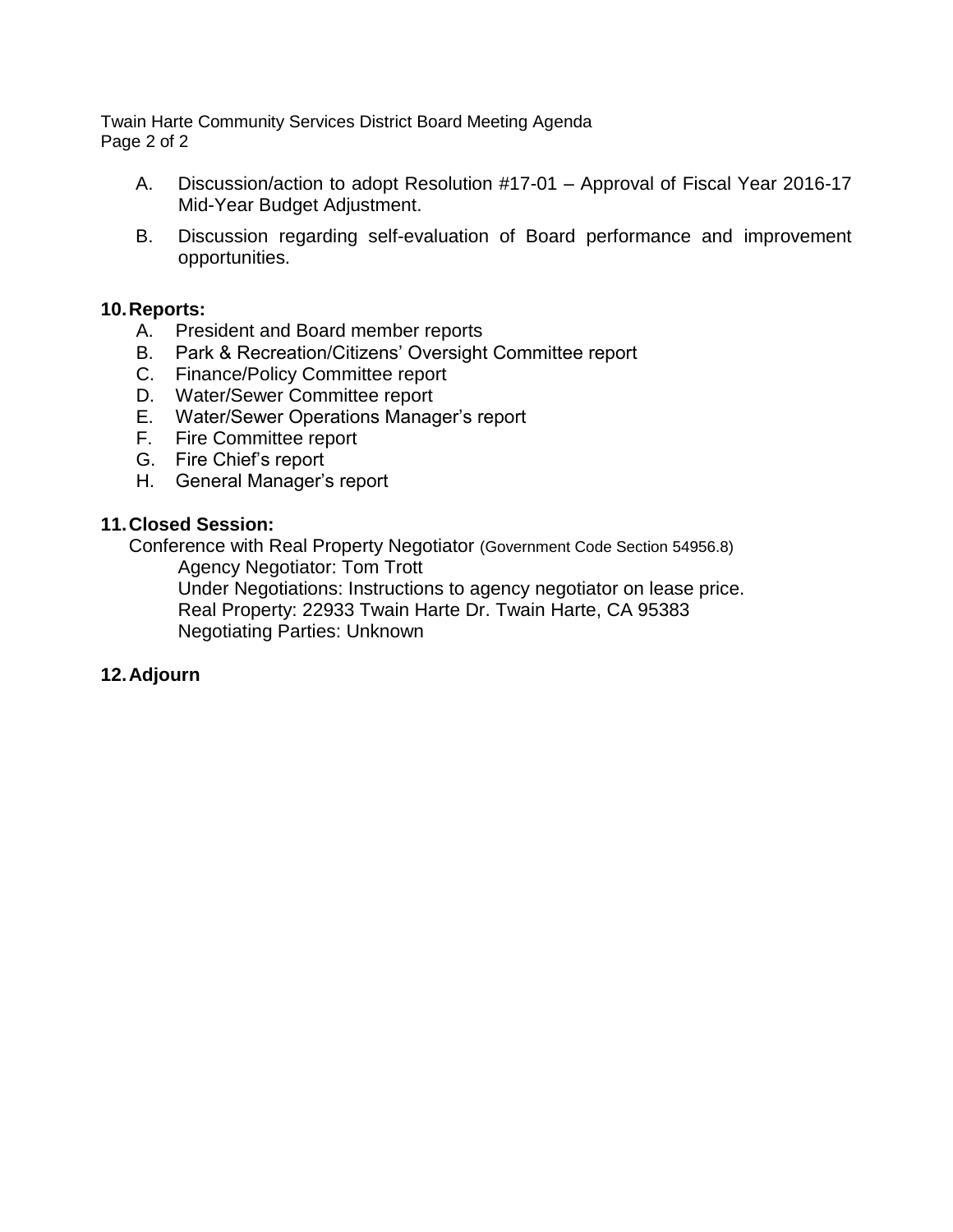A. Discussion/action to adopt Resolution #17-01 – Approval of Fiscal Year 2016-17 Mid-Year Budget Adjustment.

B. Discussion regarding self-evaluation of Board performance and improvement opportunities.

**10. Reports:**

A. President and Board member reports
B. Park & Recreation/Citizens' Oversight Committee report
C. Finance/Policy Committee report
D. Water/Sewer Committee report
E. Water/Sewer Operations Manager's report
F. Fire Committee report
G. Fire Chief's report
H. General Manager's report

**11. Closed Session:**

Conference with Real Property Negotiator (Government Code Section 54956.8)

Agency Negotiator: Tom Trott
Under Negotiations: Instructions to agency negotiator on lease price.
Real Property: 22933 Twain Harte Dr. Twain Harte, CA 95383
Negotiating Parties: Unknown

**12. Adjourn**